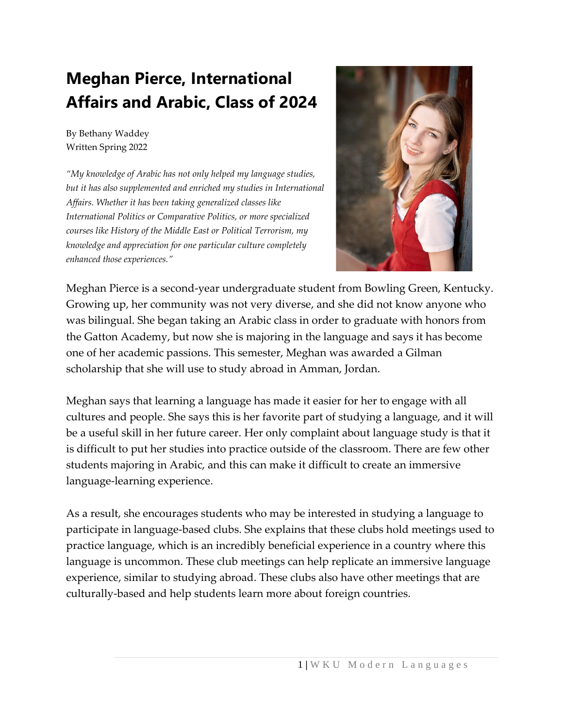# Meghan Pierce, International Affairs and Arabic, Class of 2024

By Bethany Waddey
Written Spring 2022

*"My knowledge of Arabic has not only helped my language studies, but it has also supplemented and enriched my studies in International Affairs. Whether it has been taking generalized classes like International Politics or Comparative Politics, or more specialized courses like History of the Middle East or Political Terrorism, my knowledge and appreciation for one particular culture completely enhanced those experiences."*

Meghan Pierce is a second-year undergraduate student from Bowling Green, Kentucky. Growing up, her community was not very diverse, and she did not know anyone who was bilingual. She began taking an Arabic class in order to graduate with honors from the Gatton Academy, but now she is majoring in the language and says it has become one of her academic passions. This semester, Meghan was awarded a Gilman scholarship that she will use to study abroad in Amman, Jordan.

Meghan says that learning a language has made it easier for her to engage with all cultures and people. She says this is her favorite part of studying a language, and it will be a useful skill in her future career. Her only complaint about language study is that it is difficult to put her studies into practice outside of the classroom. There are few other students majoring in Arabic, and this can make it difficult to create an immersive language-learning experience.

As a result, she encourages students who may be interested in studying a language to participate in language-based clubs. She explains that these clubs hold meetings used to practice language, which is an incredibly beneficial experience in a country where this language is uncommon. These club meetings can help replicate an immersive language experience, similar to studying abroad. These clubs also have other meetings that are culturally-based and help students learn more about foreign countries.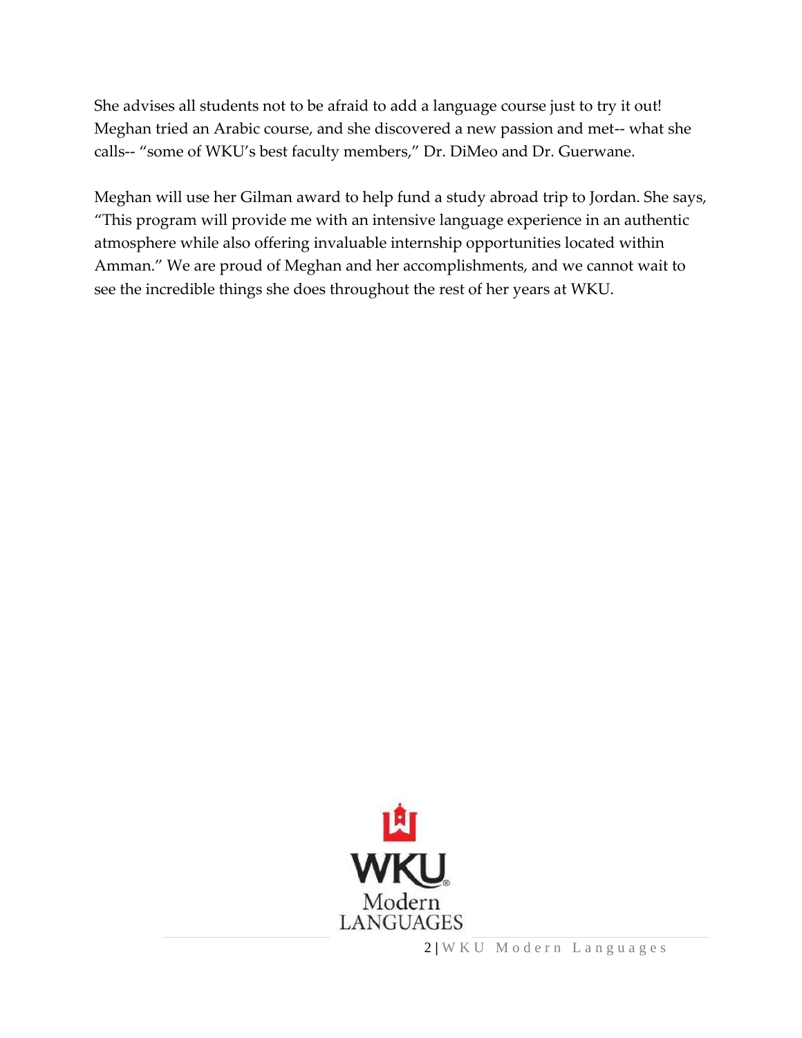She advises all students not to be afraid to add a language course just to try it out! Meghan tried an Arabic course, and she discovered a new passion and met-- what she calls-- "some of WKU's best faculty members," Dr. DiMeo and Dr. Guerwane.

Meghan will use her Gilman award to help fund a study abroad trip to Jordan. She says, "This program will provide me with an intensive language experience in an authentic atmosphere while also offering invaluable internship opportunities located within Amman." We are proud of Meghan and her accomplishments, and we cannot wait to see the incredible things she does throughout the rest of her years at WKU.

WKU Modern LANGUAGES